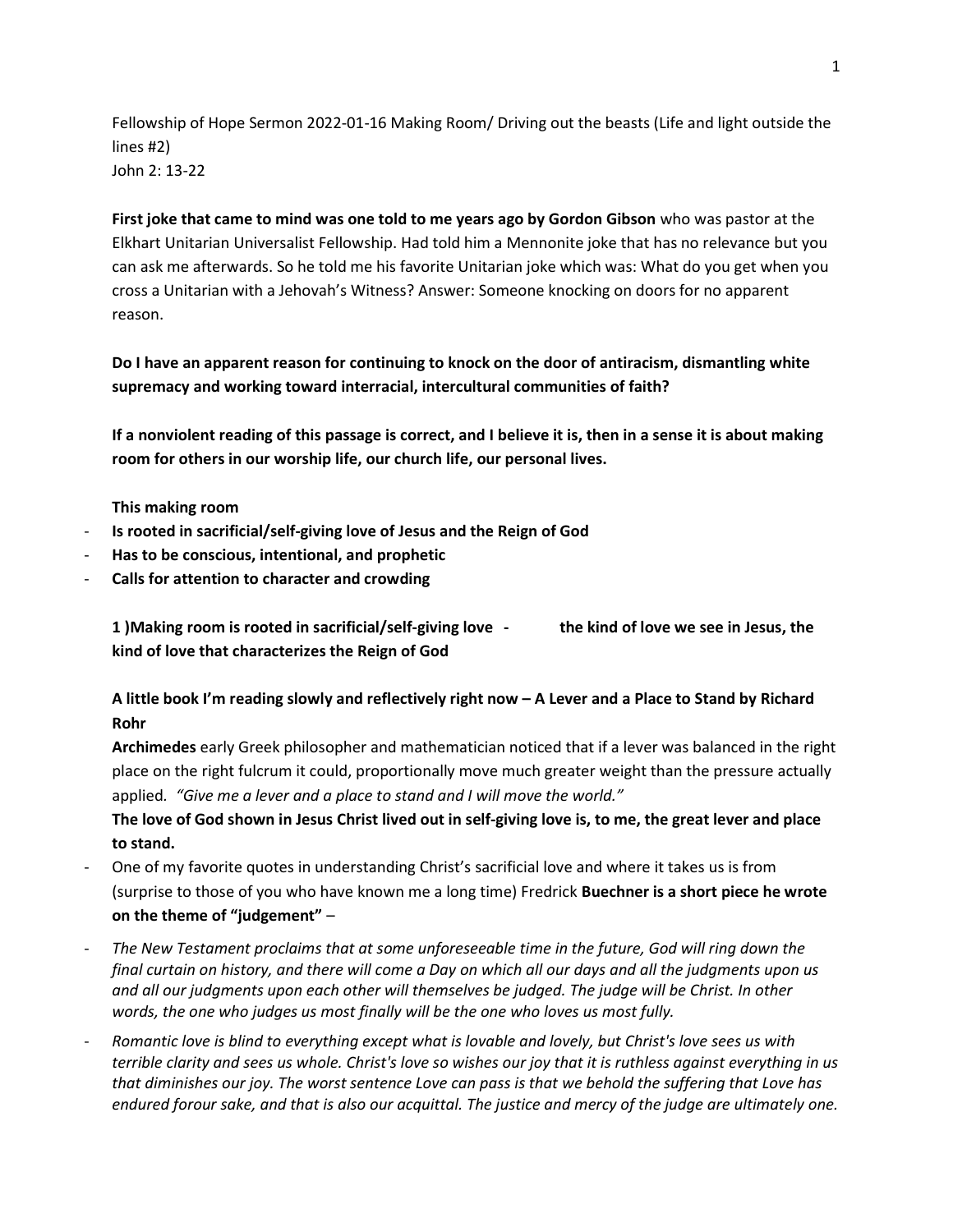Fellowship of Hope Sermon 2022-01-16 Making Room/ Driving out the beasts (Life and light outside the lines #2)
John 2: 13-22

**First joke that came to mind was one told to me years ago by Gordon Gibson** who was pastor at the Elkhart Unitarian Universalist Fellowship. Had told him a Mennonite joke that has no relevance but you can ask me afterwards. So he told me his favorite Unitarian joke which was: What do you get when you cross a Unitarian with a Jehovah's Witness? Answer: Someone knocking on doors for no apparent reason.

**Do I have an apparent reason for continuing to knock on the door of antiracism, dismantling white supremacy and working toward interracial, intercultural communities of faith?**

**If a nonviolent reading of this passage is correct, and I believe it is, then in a sense it is about making room for others in our worship life, our church life, our personal lives.**

**This making room**

- **Is rooted in sacrificial/self-giving love of Jesus and the Reign of God**
- **Has to be conscious, intentional, and prophetic**
- **Calls for attention to character and crowding**

**1 )Making room is rooted in sacrificial/self-giving love - the kind of love we see in Jesus, the kind of love that characterizes the Reign of God**

**A little book I'm reading slowly and reflectively right now – A Lever and a Place to Stand by Richard Rohr**

**Archimedes** early Greek philosopher and mathematician noticed that if a lever was balanced in the right place on the right fulcrum it could, proportionally move much greater weight than the pressure actually applied. *"Give me a lever and a place to stand and I will move the world."*

**The love of God shown in Jesus Christ lived out in self-giving love is, to me, the great lever and place to stand.**

- One of my favorite quotes in understanding Christ's sacrificial love and where it takes us is from (surprise to those of you who have known me a long time) Fredrick **Buechner is a short piece he wrote on the theme of "judgement"** –
- *The New Testament proclaims that at some unforeseeable time in the future, God will ring down the final curtain on history, and there will come a Day on which all our days and all the judgments upon us and all our judgments upon each other will themselves be judged. The judge will be Christ. In other words, the one who judges us most finally will be the one who loves us most fully.*
- *Romantic love is blind to everything except what is lovable and lovely, but Christ's love sees us with terrible clarity and sees us whole. Christ's love so wishes our joy that it is ruthless against everything in us that diminishes our joy. The worst sentence Love can pass is that we behold the suffering that Love has endured forour sake, and that is also our acquittal. The justice and mercy of the judge are ultimately one.*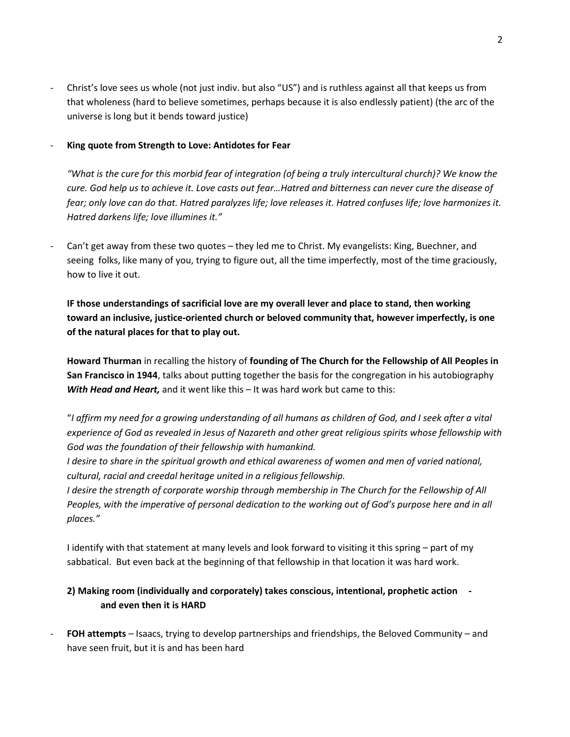- Christ's love sees us whole (not just indiv. but also "US") and is ruthless against all that keeps us from that wholeness (hard to believe sometimes, perhaps because it is also endlessly patient) (the arc of the universe is long but it bends toward justice)

- **King quote from Strength to Love: Antidotes for Fear**

  *"What is the cure for this morbid fear of integration (of being a truly intercultural church)? We know the cure. God help us to achieve it. Love casts out fear…Hatred and bitterness can never cure the disease of fear; only love can do that. Hatred paralyzes life; love releases it. Hatred confuses life; love harmonizes it. Hatred darkens life; love illumines it."*

- Can't get away from these two quotes – they led me to Christ. My evangelists: King, Buechner, and seeing folks, like many of you, trying to figure out, all the time imperfectly, most of the time graciously, how to live it out.

  **IF those understandings of sacrificial love are my overall lever and place to stand, then working toward an inclusive, justice-oriented church or beloved community that, however imperfectly, is one of the natural places for that to play out.**

  **Howard Thurman** in recalling the history of **founding of The Church for the Fellowship of All Peoples in San Francisco in 1944**, talks about putting together the basis for the congregation in his autobiography ***With Head and Heart,*** and it went like this – It was hard work but came to this:

  "*I affirm my need for a growing understanding of all humans as children of God, and I seek after a vital experience of God as revealed in Jesus of Nazareth and other great religious spirits whose fellowship with God was the foundation of their fellowship with humankind.*
  *I desire to share in the spiritual growth and ethical awareness of women and men of varied national, cultural, racial and creedal heritage united in a religious fellowship.*
  *I desire the strength of corporate worship through membership in The Church for the Fellowship of All Peoples, with the imperative of personal dedication to the working out of God's purpose here and in all places."*

  I identify with that statement at many levels and look forward to visiting it this spring – part of my sabbatical. But even back at the beginning of that fellowship in that location it was hard work.

**2) Making room (individually and corporately) takes conscious, intentional, prophetic action - and even then it is HARD**

- **FOH attempts** – Isaacs, trying to develop partnerships and friendships, the Beloved Community – and have seen fruit, but it is and has been hard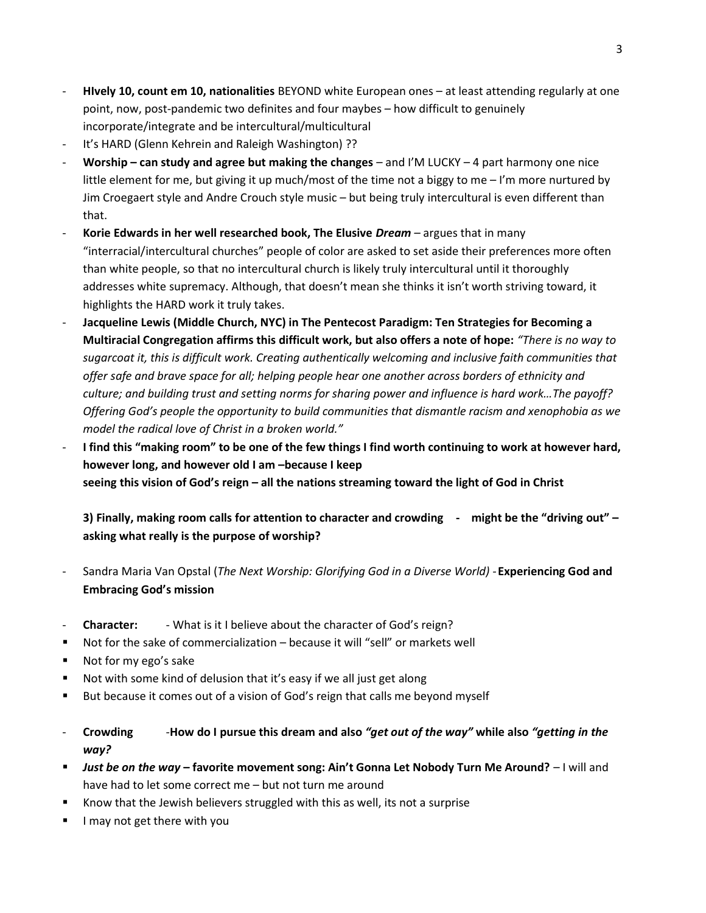- **HIvely 10, count em 10, nationalities** BEYOND white European ones – at least attending regularly at one point, now, post-pandemic two definites and four maybes – how difficult to genuinely incorporate/integrate and be intercultural/multicultural
- It's HARD (Glenn Kehrein and Raleigh Washington) ??
- **Worship – can study and agree but making the changes** – and I'M LUCKY – 4 part harmony one nice little element for me, but giving it up much/most of the time not a biggy to me – I'm more nurtured by Jim Croegaert style and Andre Crouch style music – but being truly intercultural is even different than that.
- **Korie Edwards in her well researched book, The Elusive *Dream*** – argues that in many "interracial/intercultural churches" people of color are asked to set aside their preferences more often than white people, so that no intercultural church is likely truly intercultural until it thoroughly addresses white supremacy. Although, that doesn't mean she thinks it isn't worth striving toward, it highlights the HARD work it truly takes.
- **Jacqueline Lewis (Middle Church, NYC) in The Pentecost Paradigm: Ten Strategies for Becoming a Multiracial Congregation affirms this difficult work, but also offers a note of hope:** *"There is no way to sugarcoat it, this is difficult work. Creating authentically welcoming and inclusive faith communities that offer safe and brave space for all; helping people hear one another across borders of ethnicity and culture; and building trust and setting norms for sharing power and influence is hard work…The payoff? Offering God's people the opportunity to build communities that dismantle racism and xenophobia as we model the radical love of Christ in a broken world."*
- **I find this "making room" to be one of the few things I find worth continuing to work at however hard, however long, and however old I am –because I keep seeing this vision of God's reign – all the nations streaming toward the light of God in Christ**

**3) Finally, making room calls for attention to character and crowding - might be the "driving out" – asking what really is the purpose of worship?**

- Sandra Maria Van Opstal (*The Next Worship: Glorifying God in a Diverse World)* - **Experiencing God and Embracing God's mission**

- **Character:** - What is it I believe about the character of God's reign?
  - Not for the sake of commercialization – because it will "sell" or markets well
  - Not for my ego's sake
  - Not with some kind of delusion that it's easy if we all just get along
  - But because it comes out of a vision of God's reign that calls me beyond myself

- **Crowding** -**How do I pursue this dream and also *"get out of the way"* while also *"getting in the way?***
  - ***Just be on the way* – favorite movement song: Ain't Gonna Let Nobody Turn Me Around?** – I will and have had to let some correct me – but not turn me around
  - Know that the Jewish believers struggled with this as well, its not a surprise
  - I may not get there with you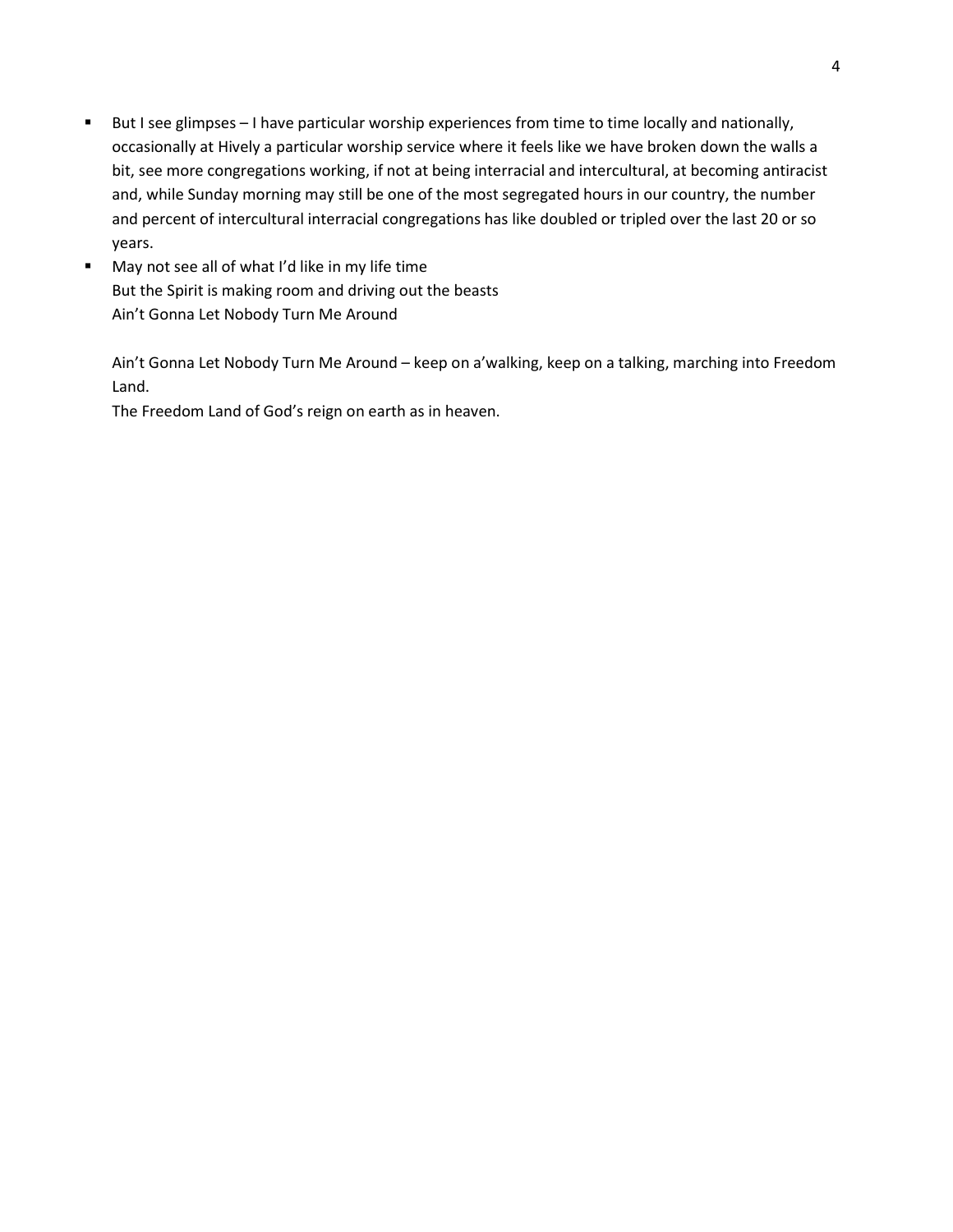- But I see glimpses – I have particular worship experiences from time to time locally and nationally, occasionally at Hively a particular worship service where it feels like we have broken down the walls a bit, see more congregations working, if not at being interracial and intercultural, at becoming antiracist and, while Sunday morning may still be one of the most segregated hours in our country, the number and percent of intercultural interracial congregations has like doubled or tripled over the last 20 or so years.
- May not see all of what I'd like in my life time
  But the Spirit is making room and driving out the beasts
  Ain't Gonna Let Nobody Turn Me Around

  Ain't Gonna Let Nobody Turn Me Around – keep on a'walking, keep on a talking, marching into Freedom Land.
  The Freedom Land of God's reign on earth as in heaven.